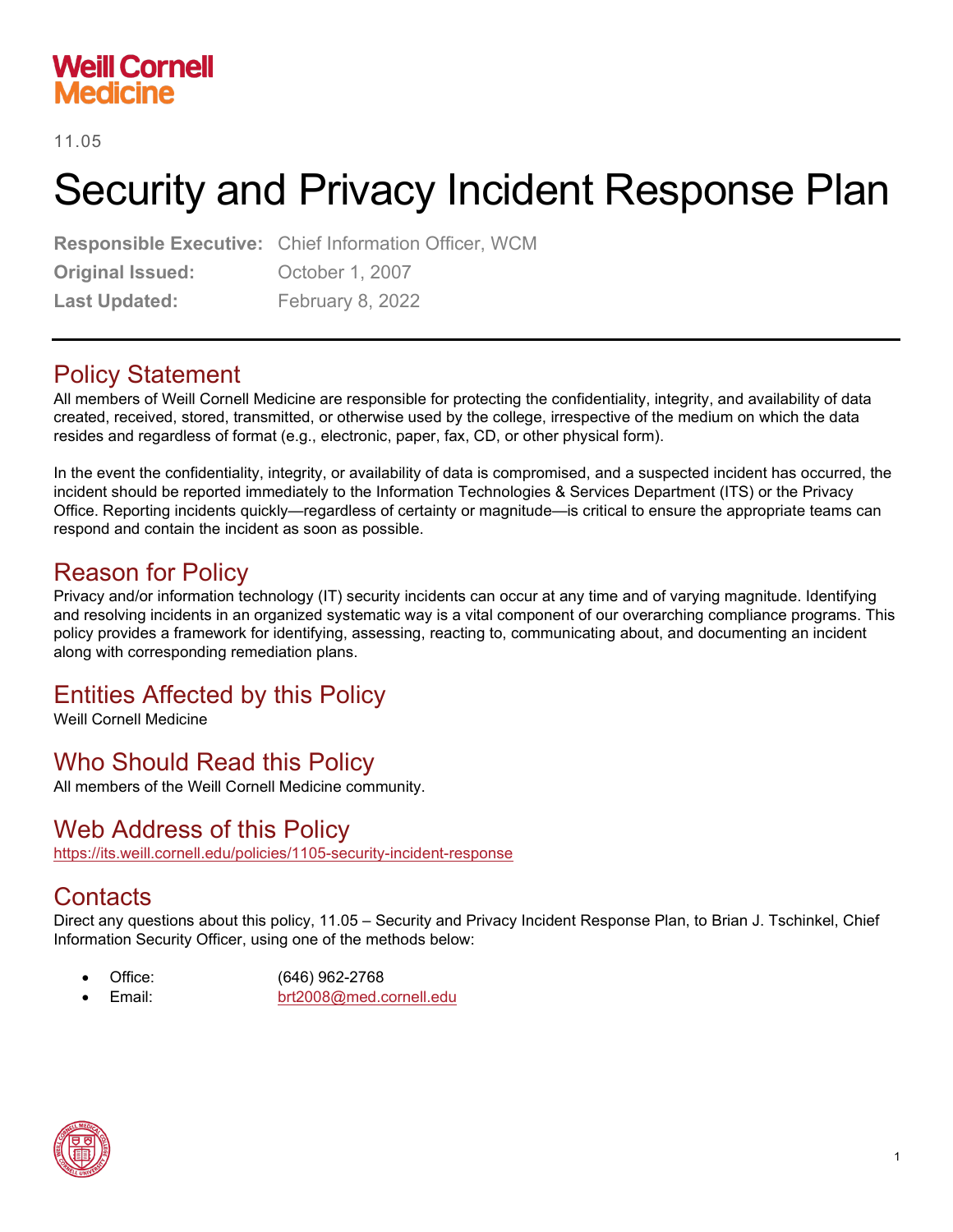Weill Cornell Medicine

11.05

# Security and Privacy Incident Response Plan

**Responsible Executive:** Chief Information Officer, WCM
**Original Issued:** October 1, 2007
**Last Updated:** February 8, 2022

---

## Policy Statement

All members of Weill Cornell Medicine are responsible for protecting the confidentiality, integrity, and availability of data created, received, stored, transmitted, or otherwise used by the college, irrespective of the medium on which the data resides and regardless of format (e.g., electronic, paper, fax, CD, or other physical form).

In the event the confidentiality, integrity, or availability of data is compromised, and a suspected incident has occurred, the incident should be reported immediately to the Information Technologies & Services Department (ITS) or the Privacy Office. Reporting incidents quickly—regardless of certainty or magnitude—is critical to ensure the appropriate teams can respond and contain the incident as soon as possible.

## Reason for Policy

Privacy and/or information technology (IT) security incidents can occur at any time and of varying magnitude. Identifying and resolving incidents in an organized systematic way is a vital component of our overarching compliance programs. This policy provides a framework for identifying, assessing, reacting to, communicating about, and documenting an incident along with corresponding remediation plans.

## Entities Affected by this Policy

Weill Cornell Medicine

## Who Should Read this Policy

All members of the Weill Cornell Medicine community.

## Web Address of this Policy

https://its.weill.cornell.edu/policies/1105-security-incident-response

## Contacts

Direct any questions about this policy, 11.05 – Security and Privacy Incident Response Plan, to Brian J. Tschinkel, Chief Information Security Officer, using one of the methods below:

- Office: (646) 962-2768
- Email: brt2008@med.cornell.edu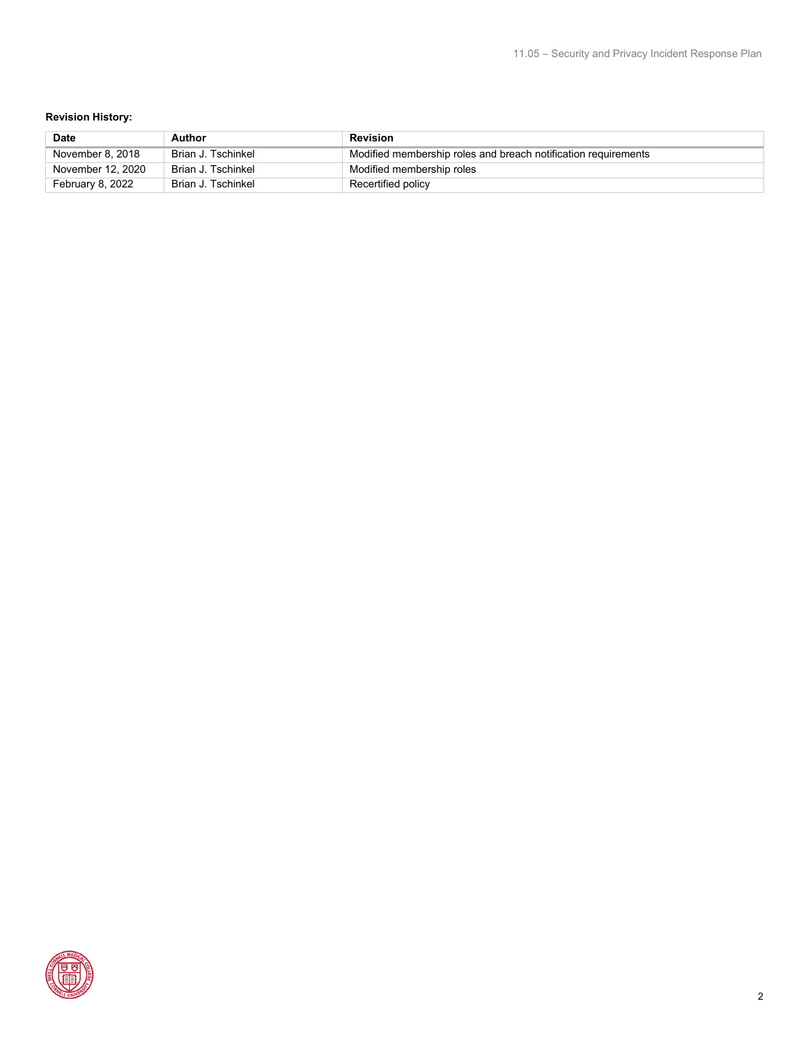**Revision History:**

| Date | Author | Revision |
|---|---|---|
| November 8, 2018 | Brian J. Tschinkel | Modified membership roles and breach notification requirements |
| November 12, 2020 | Brian J. Tschinkel | Modified membership roles |
| February 8, 2022 | Brian J. Tschinkel | Recertified policy |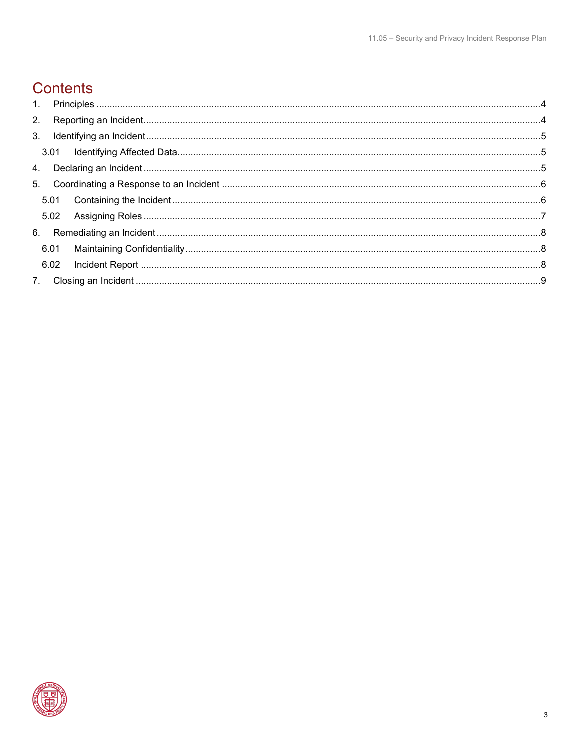# Contents

1. Principles ..... 4
2. Reporting an Incident ..... 4
3. Identifying an Incident ..... 5
   - 3.01 Identifying Affected Data ..... 5
4. Declaring an Incident ..... 5
5. Coordinating a Response to an Incident ..... 6
   - 5.01 Containing the Incident ..... 6
   - 5.02 Assigning Roles ..... 7
6. Remediating an Incident ..... 8
   - 6.01 Maintaining Confidentiality ..... 8
   - 6.02 Incident Report ..... 8
7. Closing an Incident ..... 9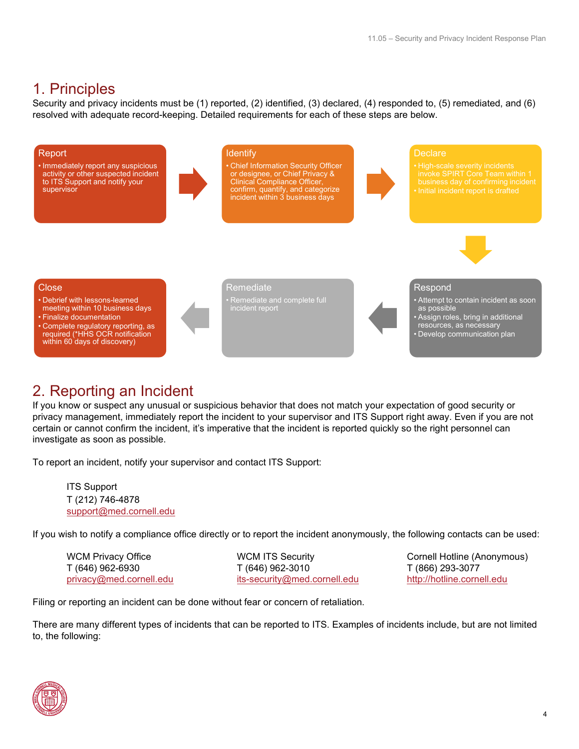## 1. Principles

Security and privacy incidents must be (1) reported, (2) identified, (3) declared, (4) responded to, (5) remediated, and (6) resolved with adequate record-keeping. Detailed requirements for each of these steps are below.

**Report**
- Immediately report any suspicious activity or other suspected incident to ITS Support and notify your supervisor

**Identify**
- Chief Information Security Officer or designee, or Chief Privacy & Clinical Compliance Officer, confirm, quantify, and categorize incident within 3 business days

**Declare**
- High-scale severity incidents invoke SPIRT Core Team within 1 business day of confirming incident
- Initial incident report is drafted

**Respond**
- Attempt to contain incident as soon as possible
- Assign roles, bring in additional resources, as necessary
- Develop communication plan

**Remediate**
- Remediate and complete full incident report

**Close**
- Debrief with lessons-learned meeting within 10 business days
- Finalize documentation
- Complete regulatory reporting, as required (*HHS OCR notification within 60 days of discovery)

## 2. Reporting an Incident

If you know or suspect any unusual or suspicious behavior that does not match your expectation of good security or privacy management, immediately report the incident to your supervisor and ITS Support right away. Even if you are not certain or cannot confirm the incident, it's imperative that the incident is reported quickly so the right personnel can investigate as soon as possible.

To report an incident, notify your supervisor and contact ITS Support:

ITS Support
T (212) 746-4878
support@med.cornell.edu

If you wish to notify a compliance office directly or to report the incident anonymously, the following contacts can be used:

WCM Privacy Office
T (646) 962-6930
privacy@med.cornell.edu

WCM ITS Security
T (646) 962-3010
its-security@med.cornell.edu

Cornell Hotline (Anonymous)
T (866) 293-3077
http://hotline.cornell.edu

Filing or reporting an incident can be done without fear or concern of retaliation.

There are many different types of incidents that can be reported to ITS. Examples of incidents include, but are not limited to, the following: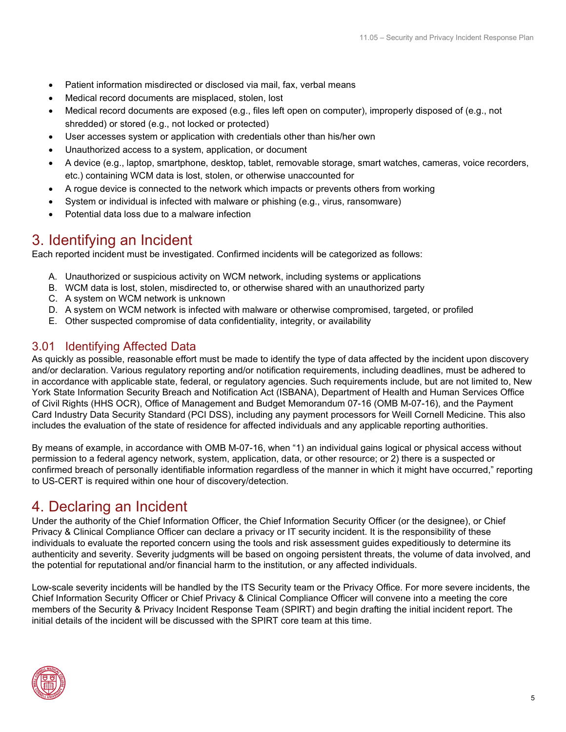- Patient information misdirected or disclosed via mail, fax, verbal means
- Medical record documents are misplaced, stolen, lost
- Medical record documents are exposed (e.g., files left open on computer), improperly disposed of (e.g., not shredded) or stored (e.g., not locked or protected)
- User accesses system or application with credentials other than his/her own
- Unauthorized access to a system, application, or document
- A device (e.g., laptop, smartphone, desktop, tablet, removable storage, smart watches, cameras, voice recorders, etc.) containing WCM data is lost, stolen, or otherwise unaccounted for
- A rogue device is connected to the network which impacts or prevents others from working
- System or individual is infected with malware or phishing (e.g., virus, ransomware)
- Potential data loss due to a malware infection

# 3. Identifying an Incident

Each reported incident must be investigated. Confirmed incidents will be categorized as follows:

A. Unauthorized or suspicious activity on WCM network, including systems or applications
B. WCM data is lost, stolen, misdirected to, or otherwise shared with an unauthorized party
C. A system on WCM network is unknown
D. A system on WCM network is infected with malware or otherwise compromised, targeted, or profiled
E. Other suspected compromise of data confidentiality, integrity, or availability

## 3.01 Identifying Affected Data

As quickly as possible, reasonable effort must be made to identify the type of data affected by the incident upon discovery and/or declaration. Various regulatory reporting and/or notification requirements, including deadlines, must be adhered to in accordance with applicable state, federal, or regulatory agencies. Such requirements include, but are not limited to, New York State Information Security Breach and Notification Act (ISBANA), Department of Health and Human Services Office of Civil Rights (HHS OCR), Office of Management and Budget Memorandum 07-16 (OMB M-07-16), and the Payment Card Industry Data Security Standard (PCI DSS), including any payment processors for Weill Cornell Medicine. This also includes the evaluation of the state of residence for affected individuals and any applicable reporting authorities.

By means of example, in accordance with OMB M-07-16, when "1) an individual gains logical or physical access without permission to a federal agency network, system, application, data, or other resource; or 2) there is a suspected or confirmed breach of personally identifiable information regardless of the manner in which it might have occurred," reporting to US-CERT is required within one hour of discovery/detection.

# 4. Declaring an Incident

Under the authority of the Chief Information Officer, the Chief Information Security Officer (or the designee), or Chief Privacy & Clinical Compliance Officer can declare a privacy or IT security incident. It is the responsibility of these individuals to evaluate the reported concern using the tools and risk assessment guides expeditiously to determine its authenticity and severity. Severity judgments will be based on ongoing persistent threats, the volume of data involved, and the potential for reputational and/or financial harm to the institution, or any affected individuals.

Low-scale severity incidents will be handled by the ITS Security team or the Privacy Office. For more severe incidents, the Chief Information Security Officer or Chief Privacy & Clinical Compliance Officer will convene into a meeting the core members of the Security & Privacy Incident Response Team (SPIRT) and begin drafting the initial incident report. The initial details of the incident will be discussed with the SPIRT core team at this time.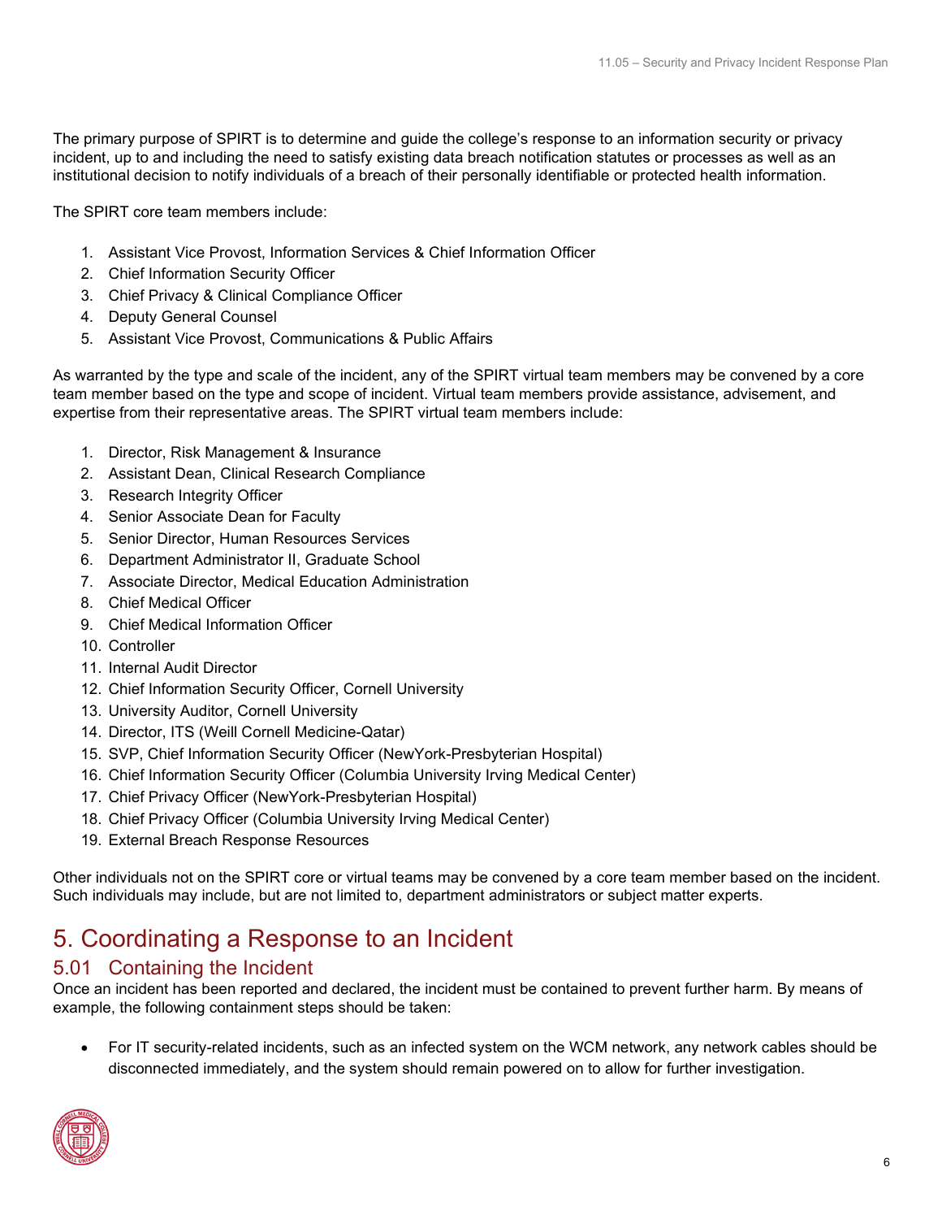The primary purpose of SPIRT is to determine and guide the college's response to an information security or privacy incident, up to and including the need to satisfy existing data breach notification statutes or processes as well as an institutional decision to notify individuals of a breach of their personally identifiable or protected health information.

The SPIRT core team members include:

1. Assistant Vice Provost, Information Services & Chief Information Officer
2. Chief Information Security Officer
3. Chief Privacy & Clinical Compliance Officer
4. Deputy General Counsel
5. Assistant Vice Provost, Communications & Public Affairs

As warranted by the type and scale of the incident, any of the SPIRT virtual team members may be convened by a core team member based on the type and scope of incident. Virtual team members provide assistance, advisement, and expertise from their representative areas. The SPIRT virtual team members include:

1. Director, Risk Management & Insurance
2. Assistant Dean, Clinical Research Compliance
3. Research Integrity Officer
4. Senior Associate Dean for Faculty
5. Senior Director, Human Resources Services
6. Department Administrator II, Graduate School
7. Associate Director, Medical Education Administration
8. Chief Medical Officer
9. Chief Medical Information Officer
10. Controller
11. Internal Audit Director
12. Chief Information Security Officer, Cornell University
13. University Auditor, Cornell University
14. Director, ITS (Weill Cornell Medicine-Qatar)
15. SVP, Chief Information Security Officer (NewYork-Presbyterian Hospital)
16. Chief Information Security Officer (Columbia University Irving Medical Center)
17. Chief Privacy Officer (NewYork-Presbyterian Hospital)
18. Chief Privacy Officer (Columbia University Irving Medical Center)
19. External Breach Response Resources

Other individuals not on the SPIRT core or virtual teams may be convened by a core team member based on the incident. Such individuals may include, but are not limited to, department administrators or subject matter experts.

# 5. Coordinating a Response to an Incident

## 5.01 Containing the Incident

Once an incident has been reported and declared, the incident must be contained to prevent further harm. By means of example, the following containment steps should be taken:

- For IT security-related incidents, such as an infected system on the WCM network, any network cables should be disconnected immediately, and the system should remain powered on to allow for further investigation.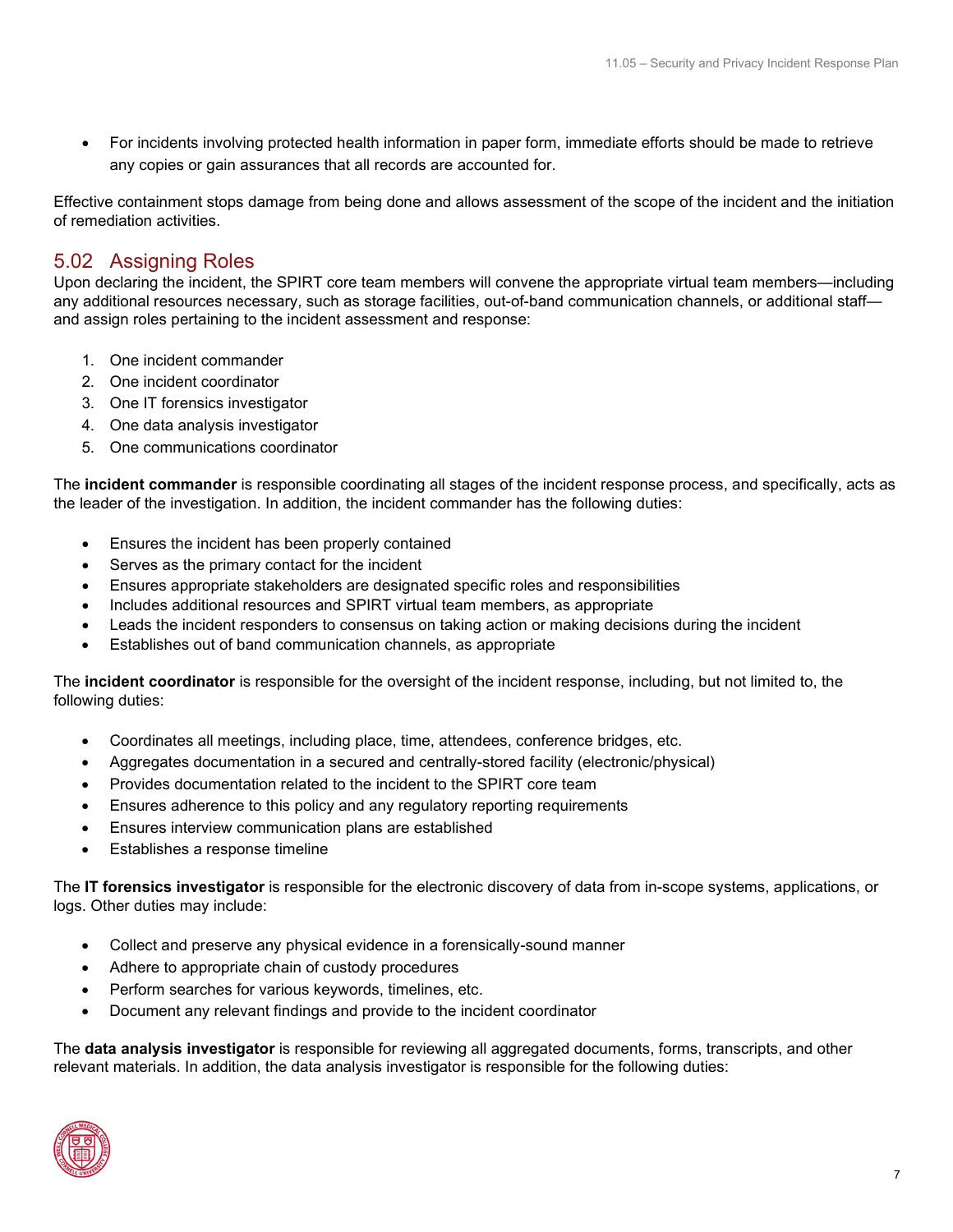- For incidents involving protected health information in paper form, immediate efforts should be made to retrieve any copies or gain assurances that all records are accounted for.

Effective containment stops damage from being done and allows assessment of the scope of the incident and the initiation of remediation activities.

## 5.02 Assigning Roles

Upon declaring the incident, the SPIRT core team members will convene the appropriate virtual team members—including any additional resources necessary, such as storage facilities, out-of-band communication channels, or additional staff—and assign roles pertaining to the incident assessment and response:

1. One incident commander
2. One incident coordinator
3. One IT forensics investigator
4. One data analysis investigator
5. One communications coordinator

The **incident commander** is responsible coordinating all stages of the incident response process, and specifically, acts as the leader of the investigation. In addition, the incident commander has the following duties:

- Ensures the incident has been properly contained
- Serves as the primary contact for the incident
- Ensures appropriate stakeholders are designated specific roles and responsibilities
- Includes additional resources and SPIRT virtual team members, as appropriate
- Leads the incident responders to consensus on taking action or making decisions during the incident
- Establishes out of band communication channels, as appropriate

The **incident coordinator** is responsible for the oversight of the incident response, including, but not limited to, the following duties:

- Coordinates all meetings, including place, time, attendees, conference bridges, etc.
- Aggregates documentation in a secured and centrally-stored facility (electronic/physical)
- Provides documentation related to the incident to the SPIRT core team
- Ensures adherence to this policy and any regulatory reporting requirements
- Ensures interview communication plans are established
- Establishes a response timeline

The **IT forensics investigator** is responsible for the electronic discovery of data from in-scope systems, applications, or logs. Other duties may include:

- Collect and preserve any physical evidence in a forensically-sound manner
- Adhere to appropriate chain of custody procedures
- Perform searches for various keywords, timelines, etc.
- Document any relevant findings and provide to the incident coordinator

The **data analysis investigator** is responsible for reviewing all aggregated documents, forms, transcripts, and other relevant materials. In addition, the data analysis investigator is responsible for the following duties: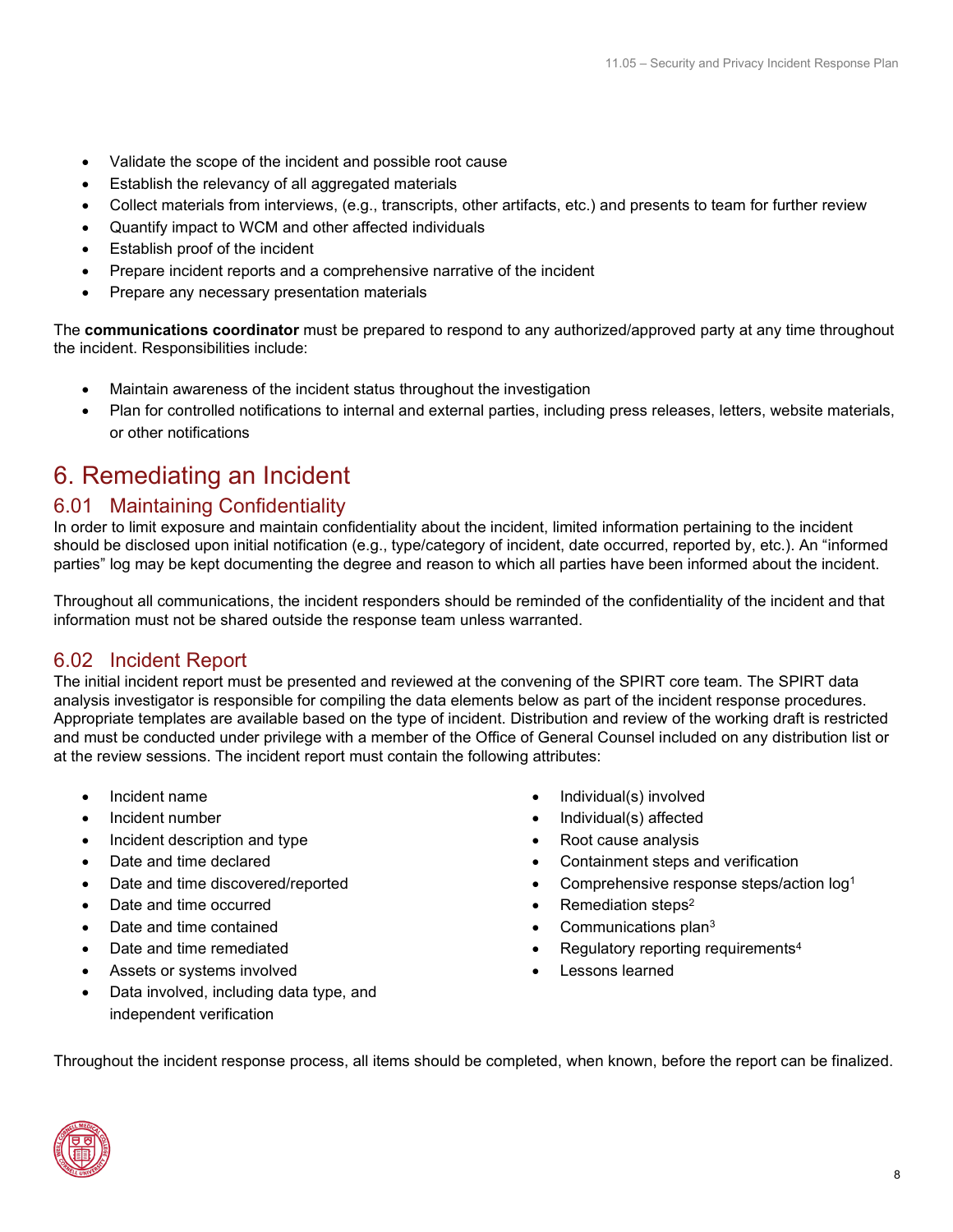- Validate the scope of the incident and possible root cause
- Establish the relevancy of all aggregated materials
- Collect materials from interviews, (e.g., transcripts, other artifacts, etc.) and presents to team for further review
- Quantify impact to WCM and other affected individuals
- Establish proof of the incident
- Prepare incident reports and a comprehensive narrative of the incident
- Prepare any necessary presentation materials

The **communications coordinator** must be prepared to respond to any authorized/approved party at any time throughout the incident. Responsibilities include:

- Maintain awareness of the incident status throughout the investigation
- Plan for controlled notifications to internal and external parties, including press releases, letters, website materials, or other notifications

# 6. Remediating an Incident

## 6.01 Maintaining Confidentiality

In order to limit exposure and maintain confidentiality about the incident, limited information pertaining to the incident should be disclosed upon initial notification (e.g., type/category of incident, date occurred, reported by, etc.). An "informed parties" log may be kept documenting the degree and reason to which all parties have been informed about the incident.

Throughout all communications, the incident responders should be reminded of the confidentiality of the incident and that information must not be shared outside the response team unless warranted.

## 6.02 Incident Report

The initial incident report must be presented and reviewed at the convening of the SPIRT core team. The SPIRT data analysis investigator is responsible for compiling the data elements below as part of the incident response procedures. Appropriate templates are available based on the type of incident. Distribution and review of the working draft is restricted and must be conducted under privilege with a member of the Office of General Counsel included on any distribution list or at the review sessions. The incident report must contain the following attributes:

- Incident name
- Incident number
- Incident description and type
- Date and time declared
- Date and time discovered/reported
- Date and time occurred
- Date and time contained
- Date and time remediated
- Assets or systems involved
- Data involved, including data type, and independent verification
- Individual(s) involved
- Individual(s) affected
- Root cause analysis
- Containment steps and verification
- Comprehensive response steps/action log[1]
- Remediation steps[2]
- Communications plan[3]
- Regulatory reporting requirements[4]
- Lessons learned

Throughout the incident response process, all items should be completed, when known, before the report can be finalized.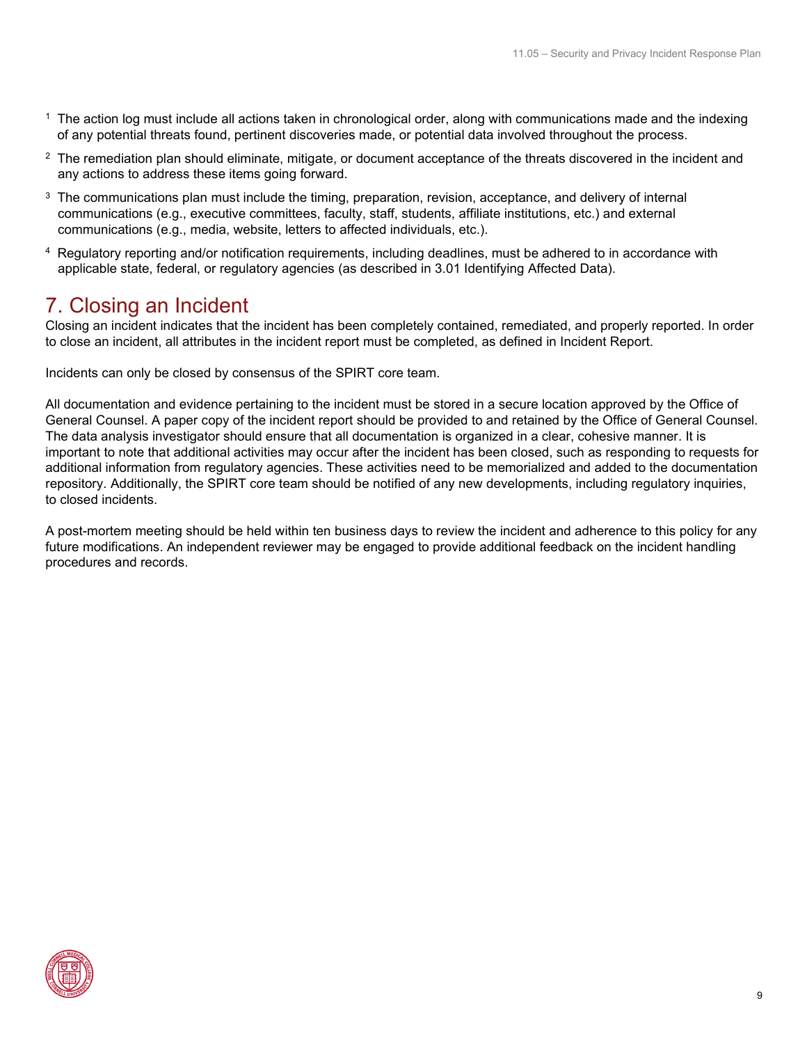[1] The action log must include all actions taken in chronological order, along with communications made and the indexing of any potential threats found, pertinent discoveries made, or potential data involved throughout the process.

[2] The remediation plan should eliminate, mitigate, or document acceptance of the threats discovered in the incident and any actions to address these items going forward.

[3] The communications plan must include the timing, preparation, revision, acceptance, and delivery of internal communications (e.g., executive committees, faculty, staff, students, affiliate institutions, etc.) and external communications (e.g., media, website, letters to affected individuals, etc.).

[4] Regulatory reporting and/or notification requirements, including deadlines, must be adhered to in accordance with applicable state, federal, or regulatory agencies (as described in 3.01 Identifying Affected Data).

## 7. Closing an Incident

Closing an incident indicates that the incident has been completely contained, remediated, and properly reported. In order to close an incident, all attributes in the incident report must be completed, as defined in Incident Report.

Incidents can only be closed by consensus of the SPIRT core team.

All documentation and evidence pertaining to the incident must be stored in a secure location approved by the Office of General Counsel. A paper copy of the incident report should be provided to and retained by the Office of General Counsel. The data analysis investigator should ensure that all documentation is organized in a clear, cohesive manner. It is important to note that additional activities may occur after the incident has been closed, such as responding to requests for additional information from regulatory agencies. These activities need to be memorialized and added to the documentation repository. Additionally, the SPIRT core team should be notified of any new developments, including regulatory inquiries, to closed incidents.

A post-mortem meeting should be held within ten business days to review the incident and adherence to this policy for any future modifications. An independent reviewer may be engaged to provide additional feedback on the incident handling procedures and records.